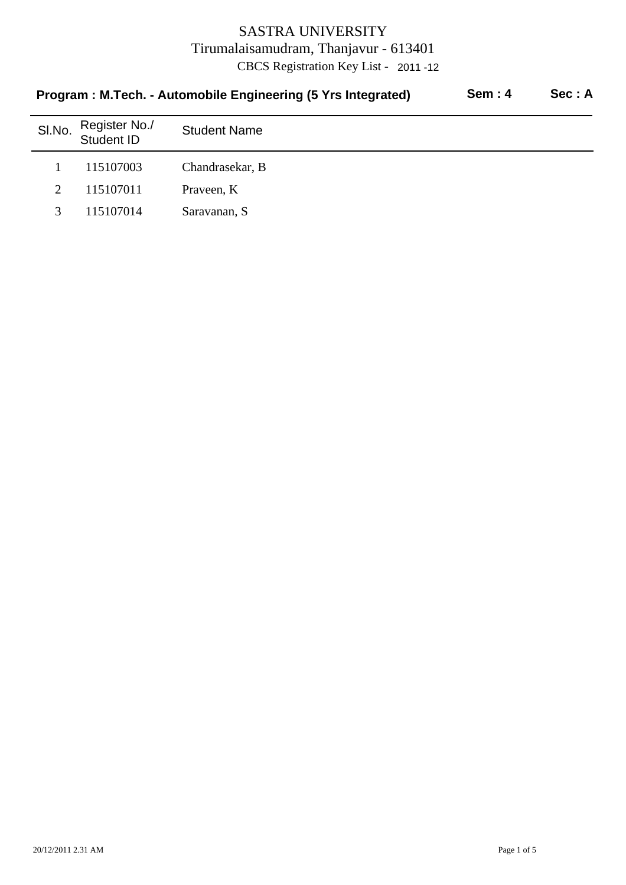# SASTRA UNIVERSITY

Tirumalaisamudram, Thanjavur - 613401

CBCS Registration Key List - 2011 -12

**Program : M.Tech. - Automobile Engineering (5 Yrs Integrated)** **Sem : 4** **Sec : A**

| Sl.No. | Register No./ Student ID | Student Name |
|---|---|---|
| 1 | 115107003 | Chandrasekar, B |
| 2 | 115107011 | Praveen, K |
| 3 | 115107014 | Saravanan, S |

20/12/2011 2.31 AM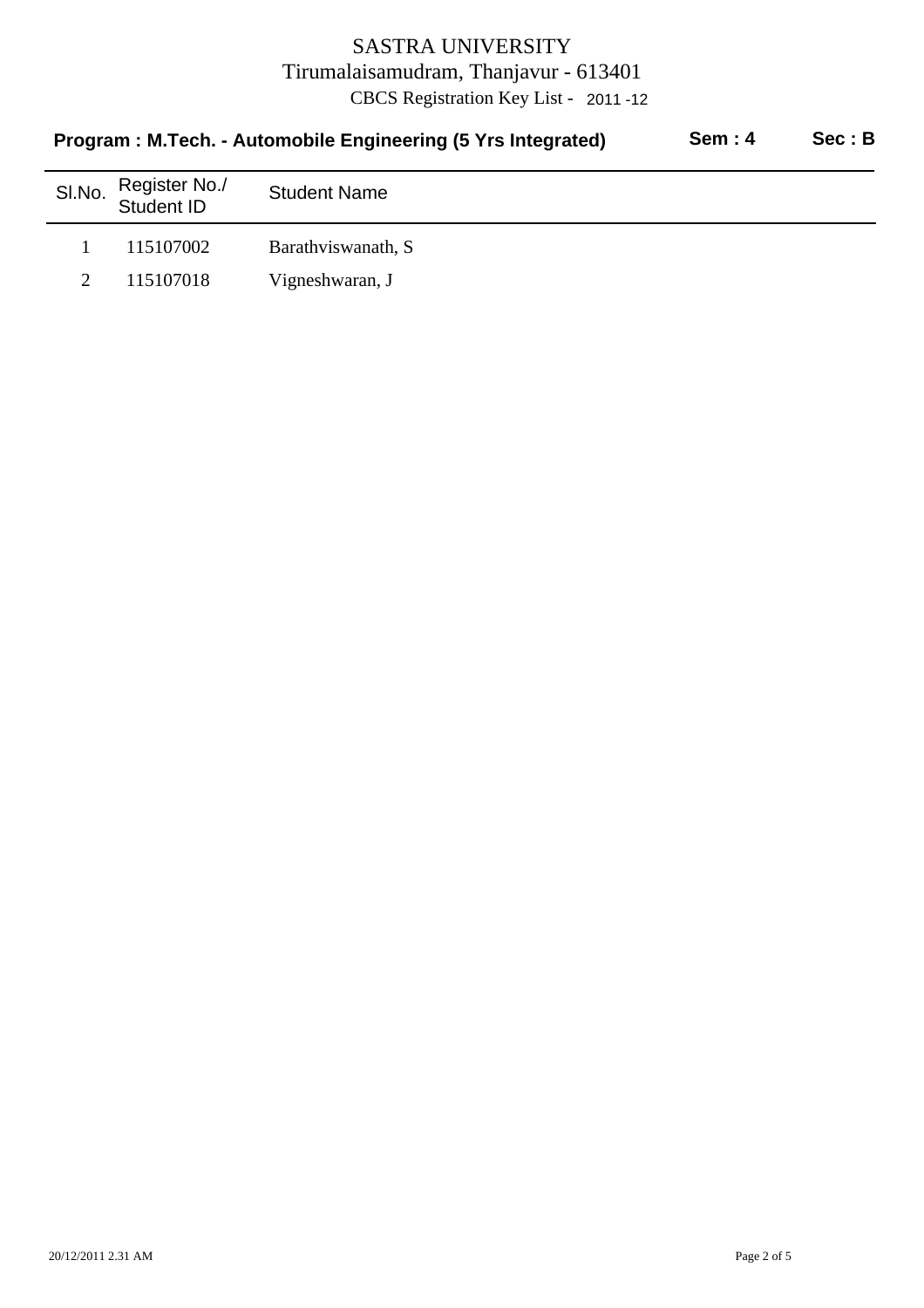# SASTRA UNIVERSITY

Tirumalaisamudram, Thanjavur - 613401

CBCS Registration Key List - 2011 -12

**Program : M.Tech. - Automobile Engineering (5 Yrs Integrated)** **Sem : 4** **Sec : B**

| Sl.No. | Register No./ Student ID | Student Name |
|---|---|---|
| 1 | 115107002 | Barathviswanath, S |
| 2 | 115107018 | Vigneshwaran, J |

20/12/2011 2.31 AM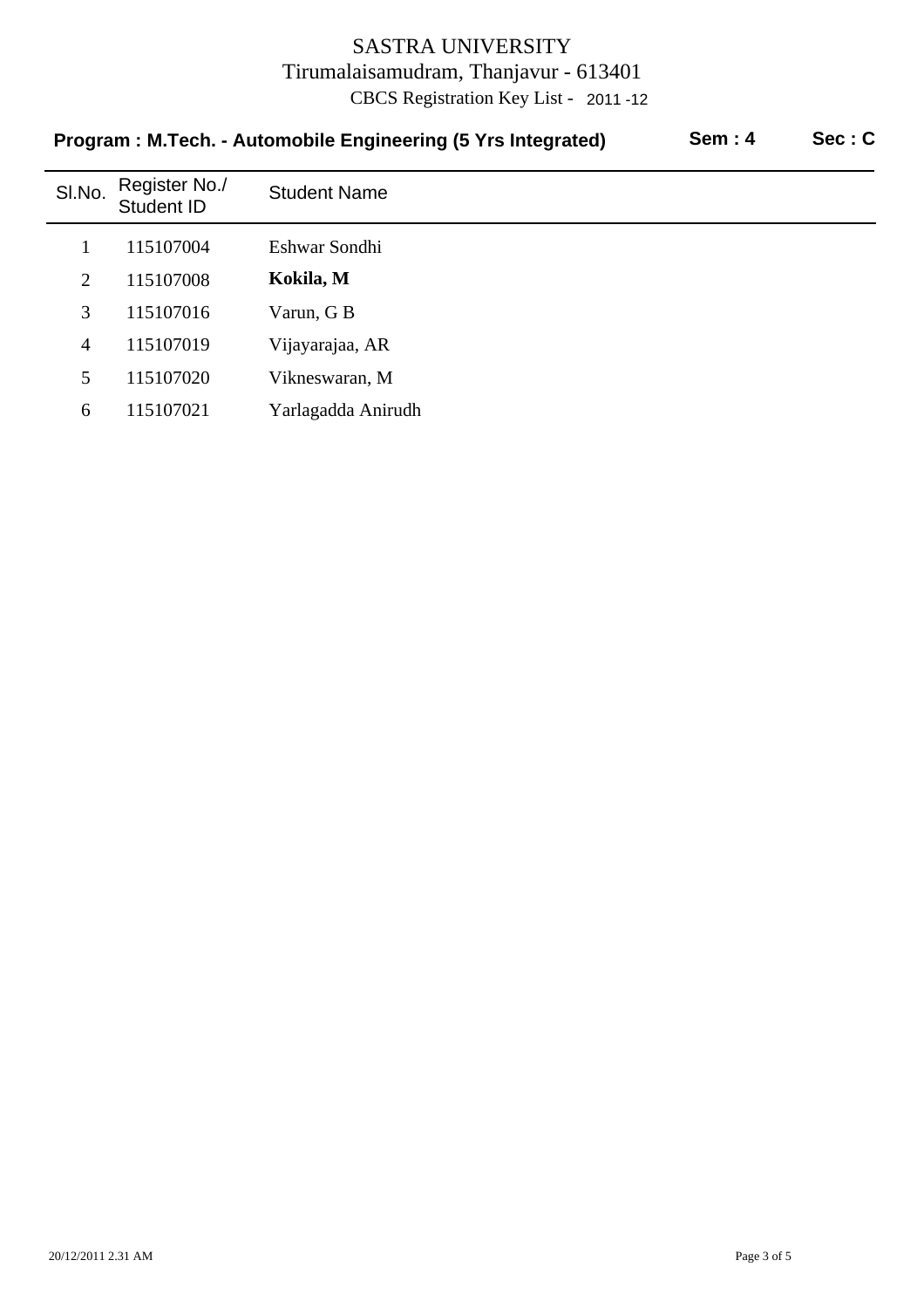# SASTRA UNIVERSITY

Tirumalaisamudram, Thanjavur - 613401

CBCS Registration Key List - 2011 -12

**Program : M.Tech. - Automobile Engineering (5 Yrs Integrated)** **Sem : 4** **Sec : C**

| Sl.No. | Register No./ Student ID | Student Name |
|---|---|---|
| 1 | 115107004 | Eshwar Sondhi |
| 2 | 115107008 | **Kokila, M** |
| 3 | 115107016 | Varun, G B |
| 4 | 115107019 | Vijayarajaa, AR |
| 5 | 115107020 | Vikneswaran, M |
| 6 | 115107021 | Yarlagadda Anirudh |

20/12/2011 2.31 AM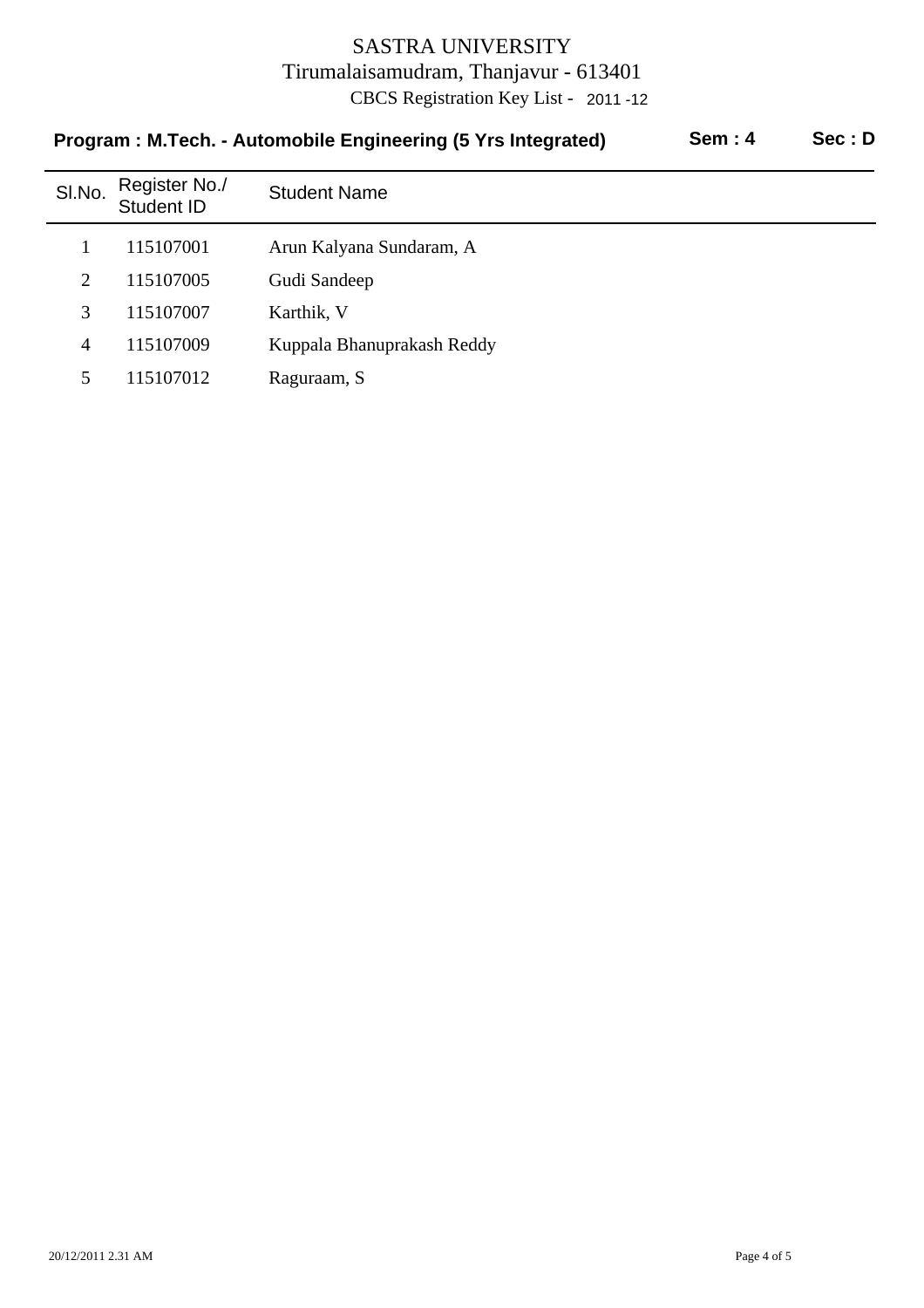# SASTRA UNIVERSITY

Tirumalaisamudram, Thanjavur - 613401

CBCS Registration Key List - 2011 -12

**Program : M.Tech. - Automobile Engineering (5 Yrs Integrated)** **Sem : 4** **Sec : D**

| Sl.No. | Register No./ Student ID | Student Name |
|---|---|---|
| 1 | 115107001 | Arun Kalyana Sundaram, A |
| 2 | 115107005 | Gudi Sandeep |
| 3 | 115107007 | Karthik, V |
| 4 | 115107009 | Kuppala Bhanuprakash Reddy |
| 5 | 115107012 | Raguraam, S |

20/12/2011 2.31 AM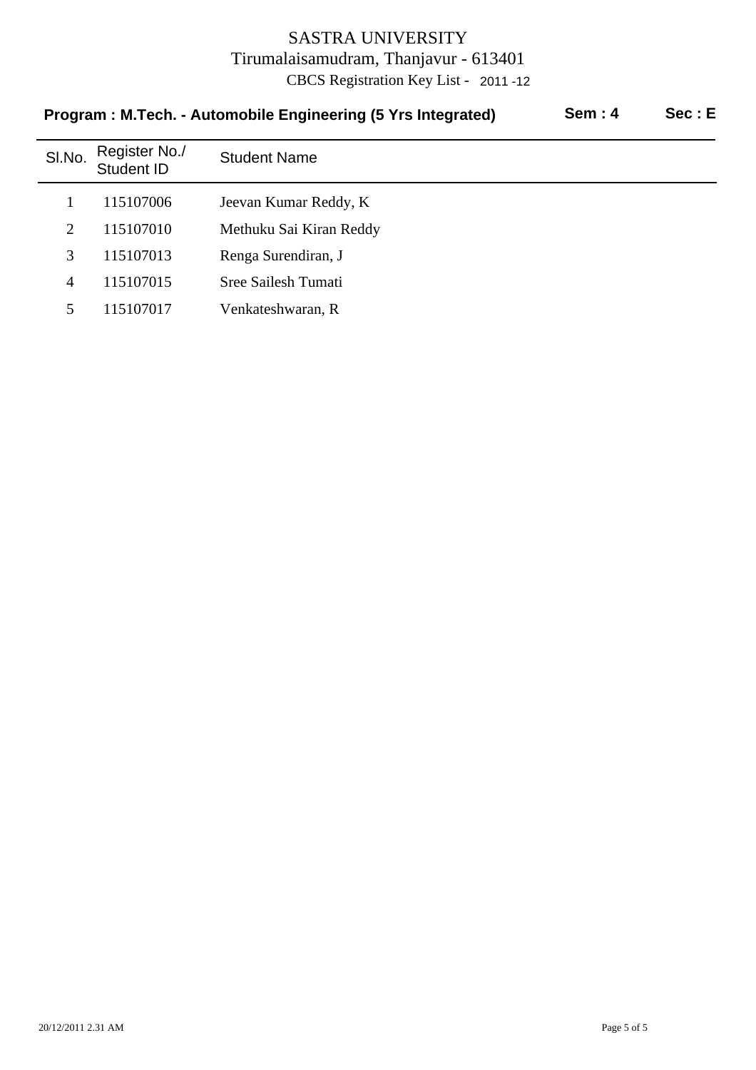# SASTRA UNIVERSITY

Tirumalaisamudram, Thanjavur - 613401

CBCS Registration Key List - 2011 -12

**Program : M.Tech. - Automobile Engineering (5 Yrs Integrated)** **Sem : 4** **Sec : E**

| Sl.No. | Register No./ Student ID | Student Name |
|---|---|---|
| 1 | 115107006 | Jeevan Kumar Reddy, K |
| 2 | 115107010 | Methuku Sai Kiran Reddy |
| 3 | 115107013 | Renga Surendiran, J |
| 4 | 115107015 | Sree Sailesh Tumati |
| 5 | 115107017 | Venkateshwaran, R |

20/12/2011 2.31 AM